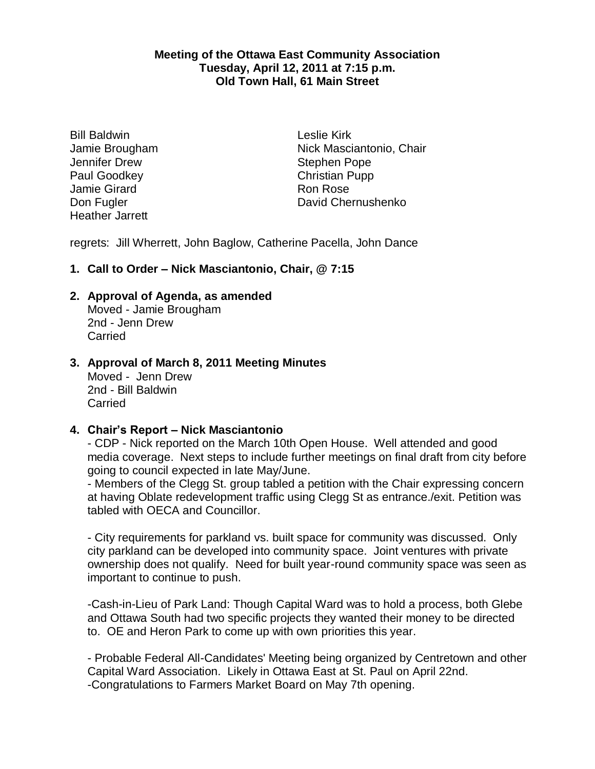**Meeting of the Ottawa East Community Association**
**Tuesday, April 12, 2011 at 7:15 p.m.**
**Old Town Hall, 61 Main Street**

Bill Baldwin
Jamie Brougham
Jennifer Drew
Paul Goodkey
Jamie Girard
Don Fugler
Heather Jarrett
Leslie Kirk
Nick Masciantonio, Chair
Stephen Pope
Christian Pupp
Ron Rose
David Chernushenko

regrets: Jill Wherrett, John Baglow, Catherine Pacella, John Dance

**1. Call to Order – Nick Masciantonio, Chair, @ 7:15**

**2. Approval of Agenda, as amended**
Moved - Jamie Brougham
2nd - Jenn Drew
Carried

**3. Approval of March 8, 2011 Meeting Minutes**
Moved - Jenn Drew
2nd - Bill Baldwin
Carried

**4. Chair's Report – Nick Masciantonio**
- CDP - Nick reported on the March 10th Open House. Well attended and good media coverage. Next steps to include further meetings on final draft from city before going to council expected in late May/June.
- Members of the Clegg St. group tabled a petition with the Chair expressing concern at having Oblate redevelopment traffic using Clegg St as entrance./exit. Petition was tabled with OECA and Councillor.

- City requirements for parkland vs. built space for community was discussed. Only city parkland can be developed into community space. Joint ventures with private ownership does not qualify. Need for built year-round community space was seen as important to continue to push.

-Cash-in-Lieu of Park Land: Though Capital Ward was to hold a process, both Glebe and Ottawa South had two specific projects they wanted their money to be directed to. OE and Heron Park to come up with own priorities this year.

- Probable Federal All-Candidates' Meeting being organized by Centretown and other Capital Ward Association. Likely in Ottawa East at St. Paul on April 22nd.
-Congratulations to Farmers Market Board on May 7th opening.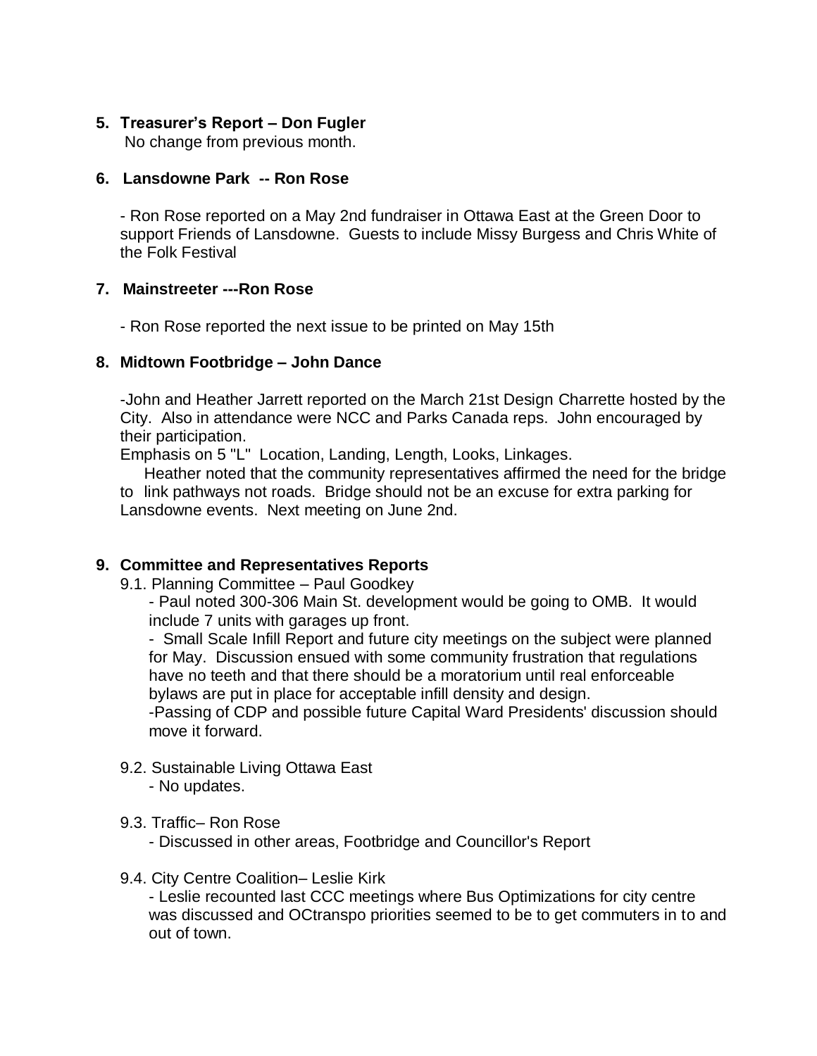5. **Treasurer's Report – Don Fugler**
   No change from previous month.

6. **Lansdowne Park -- Ron Rose**

   - Ron Rose reported on a May 2nd fundraiser in Ottawa East at the Green Door to support Friends of Lansdowne. Guests to include Missy Burgess and Chris White of the Folk Festival

7. **Mainstreeter ---Ron Rose**

   - Ron Rose reported the next issue to be printed on May 15th

8. **Midtown Footbridge – John Dance**

   -John and Heather Jarrett reported on the March 21st Design Charrette hosted by the City. Also in attendance were NCC and Parks Canada reps. John encouraged by their participation.
   Emphasis on 5 "L" Location, Landing, Length, Looks, Linkages.
   Heather noted that the community representatives affirmed the need for the bridge to link pathways not roads. Bridge should not be an excuse for extra parking for Lansdowne events. Next meeting on June 2nd.

9. **Committee and Representatives Reports**

   9.1. Planning Committee – Paul Goodkey
   - Paul noted 300-306 Main St. development would be going to OMB. It would include 7 units with garages up front.
   - Small Scale Infill Report and future city meetings on the subject were planned for May. Discussion ensued with some community frustration that regulations have no teeth and that there should be a moratorium until real enforceable bylaws are put in place for acceptable infill density and design.
   -Passing of CDP and possible future Capital Ward Presidents' discussion should move it forward.

   9.2. Sustainable Living Ottawa East
   - No updates.

   9.3. Traffic– Ron Rose
   - Discussed in other areas, Footbridge and Councillor's Report

   9.4. City Centre Coalition– Leslie Kirk
   - Leslie recounted last CCC meetings where Bus Optimizations for city centre was discussed and OCtranspo priorities seemed to be to get commuters in to and out of town.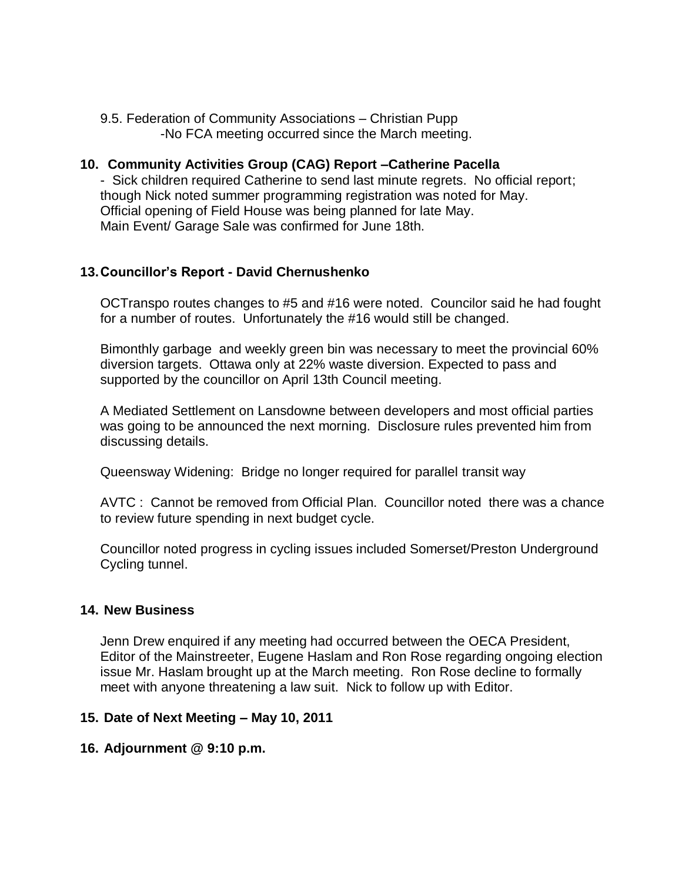9.5. Federation of Community Associations – Christian Pupp

-No FCA meeting occurred since the March meeting.

## 10. Community Activities Group (CAG) Report –Catherine Pacella

- Sick children required Catherine to send last minute regrets. No official report; though Nick noted summer programming registration was noted for May. Official opening of Field House was being planned for late May. Main Event/ Garage Sale was confirmed for June 18th.

## 13. Councillor's Report - David Chernushenko

OCTranspo routes changes to #5 and #16 were noted. Councilor said he had fought for a number of routes. Unfortunately the #16 would still be changed.

Bimonthly garbage and weekly green bin was necessary to meet the provincial 60% diversion targets. Ottawa only at 22% waste diversion. Expected to pass and supported by the councillor on April 13th Council meeting.

A Mediated Settlement on Lansdowne between developers and most official parties was going to be announced the next morning. Disclosure rules prevented him from discussing details.

Queensway Widening: Bridge no longer required for parallel transit way

AVTC : Cannot be removed from Official Plan. Councillor noted there was a chance to review future spending in next budget cycle.

Councillor noted progress in cycling issues included Somerset/Preston Underground Cycling tunnel.

## 14. New Business

Jenn Drew enquired if any meeting had occurred between the OECA President, Editor of the Mainstreeter, Eugene Haslam and Ron Rose regarding ongoing election issue Mr. Haslam brought up at the March meeting. Ron Rose decline to formally meet with anyone threatening a law suit. Nick to follow up with Editor.

## 15. Date of Next Meeting – May 10, 2011

## 16. Adjournment @ 9:10 p.m.